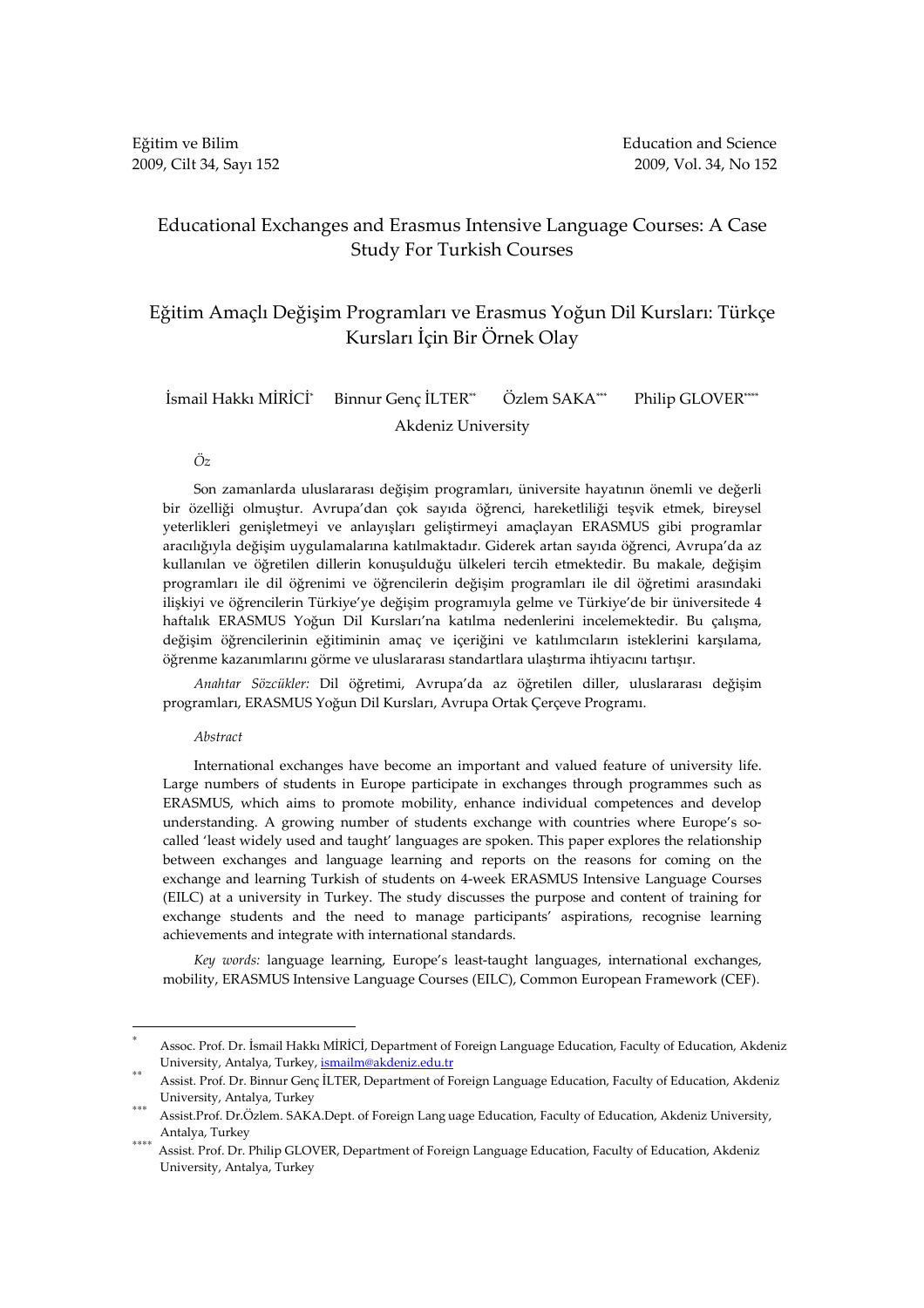# Educational Exchanges and Erasmus Intensive Language Courses: A Case Study For Turkish Courses

# Eğitim Amaçlı Değişim Programları ve Erasmus Yoğun Dil Kursları: Türkçe Kursları İçin Bir Örnek Olay

İsmail Hakkı MİRİCİ[*] Binnur Genç İLTER[**] Özlem SAKA[***] Philip GLOVER[****]

Akdeniz University

*Öz*

Son zamanlarda uluslararası değişim programları, üniversite hayatının önemli ve değerli bir özelliği olmuştur. Avrupa'dan çok sayıda öğrenci, hareketliliği teşvik etmek, bireysel yeterlikleri genişletmeyi ve anlayışları geliştirmeyi amaçlayan ERASMUS gibi programlar aracılığıyla değişim uygulamalarına katılmaktadır. Giderek artan sayıda öğrenci, Avrupa'da az kullanılan ve öğretilen dillerin konuşulduğu ülkeleri tercih etmektedir. Bu makale, değişim programları ile dil öğrenimi ve öğrencilerin değişim programları ile dil öğretimi arasındaki ilişkiyi ve öğrencilerin Türkiye'ye değişim programıyla gelme ve Türkiye'de bir üniversitede 4 haftalık ERASMUS Yoğun Dil Kursları'na katılma nedenlerini incelemektedir. Bu çalışma, değişim öğrencilerinin eğitiminin amaç ve içeriğini ve katılımcıların isteklerini karşılama, öğrenme kazanımlarını görme ve uluslararası standartlara ulaştırma ihtiyacını tartışır.

*Anahtar Sözcükler:* Dil öğretimi, Avrupa'da az öğretilen diller, uluslararası değişim programları, ERASMUS Yoğun Dil Kursları, Avrupa Ortak Çerçeve Programı.

*Abstract*

International exchanges have become an important and valued feature of university life. Large numbers of students in Europe participate in exchanges through programmes such as ERASMUS, which aims to promote mobility, enhance individual competences and develop understanding. A growing number of students exchange with countries where Europe's so-called 'least widely used and taught' languages are spoken. This paper explores the relationship between exchanges and language learning and reports on the reasons for coming on the exchange and learning Turkish of students on 4-week ERASMUS Intensive Language Courses (EILC) at a university in Turkey. The study discusses the purpose and content of training for exchange students and the need to manage participants' aspirations, recognise learning achievements and integrate with international standards.

*Key words:* language learning, Europe's least-taught languages, international exchanges, mobility, ERASMUS Intensive Language Courses (EILC), Common European Framework (CEF).

---

[*] Assoc. Prof. Dr. İsmail Hakkı MİRİCİ, Department of Foreign Language Education, Faculty of Education, Akdeniz University, Antalya, Turkey, ismailm@akdeniz.edu.tr

[**] Assist. Prof. Dr. Binnur Genç İLTER, Department of Foreign Language Education, Faculty of Education, Akdeniz University, Antalya, Turkey

[***] Assist.Prof. Dr.Özlem. SAKA.Dept. of Foreign Lang uage Education, Faculty of Education, Akdeniz University, Antalya, Turkey

[****] Assist. Prof. Dr. Philip GLOVER, Department of Foreign Language Education, Faculty of Education, Akdeniz University, Antalya, Turkey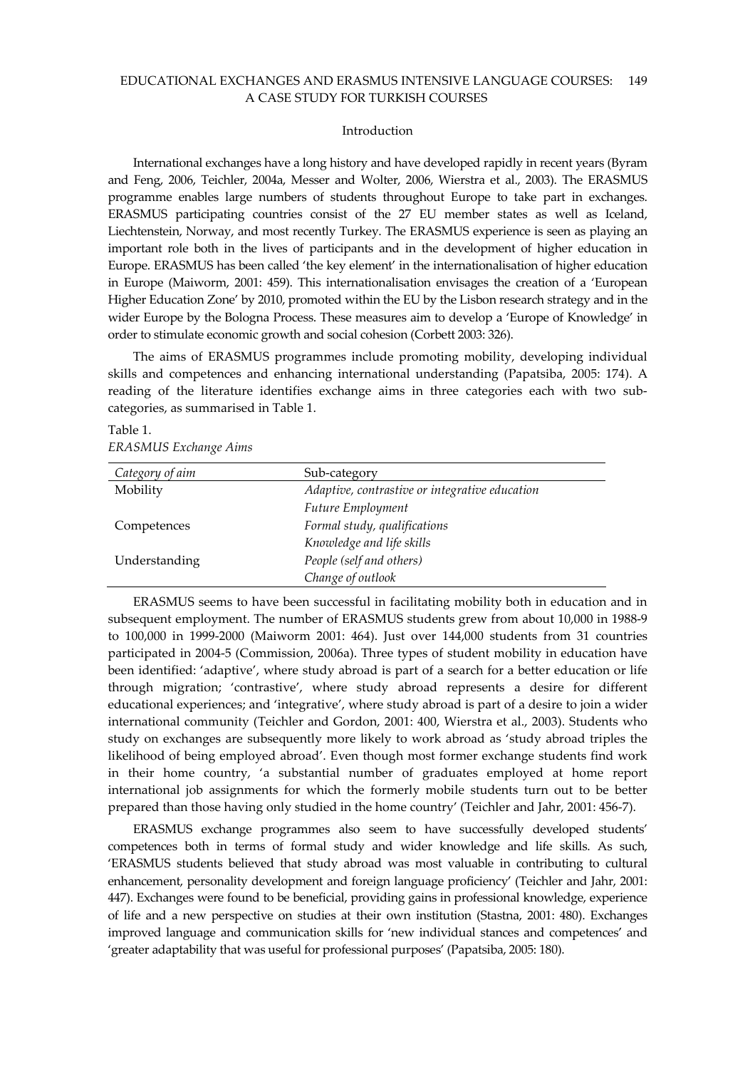## Introduction

International exchanges have a long history and have developed rapidly in recent years (Byram and Feng, 2006, Teichler, 2004a, Messer and Wolter, 2006, Wierstra et al., 2003). The ERASMUS programme enables large numbers of students throughout Europe to take part in exchanges. ERASMUS participating countries consist of the 27 EU member states as well as Iceland, Liechtenstein, Norway, and most recently Turkey. The ERASMUS experience is seen as playing an important role both in the lives of participants and in the development of higher education in Europe. ERASMUS has been called 'the key element' in the internationalisation of higher education in Europe (Maiworm, 2001: 459). This internationalisation envisages the creation of a 'European Higher Education Zone' by 2010, promoted within the EU by the Lisbon research strategy and in the wider Europe by the Bologna Process. These measures aim to develop a 'Europe of Knowledge' in order to stimulate economic growth and social cohesion (Corbett 2003: 326).

The aims of ERASMUS programmes include promoting mobility, developing individual skills and competences and enhancing international understanding (Papatsiba, 2005: 174). A reading of the literature identifies exchange aims in three categories each with two sub-categories, as summarised in Table 1.

Table 1.
*ERASMUS Exchange Aims*

| *Category of aim* | Sub-category |
|---|---|
| Mobility | *Adaptive, contrastive or integrative education* |
| | *Future Employment* |
| Competences | *Formal study, qualifications* |
| | *Knowledge and life skills* |
| Understanding | *People (self and others)* |
| | *Change of outlook* |

ERASMUS seems to have been successful in facilitating mobility both in education and in subsequent employment. The number of ERASMUS students grew from about 10,000 in 1988-9 to 100,000 in 1999-2000 (Maiworm 2001: 464). Just over 144,000 students from 31 countries participated in 2004-5 (Commission, 2006a). Three types of student mobility in education have been identified: 'adaptive', where study abroad is part of a search for a better education or life through migration; 'contrastive', where study abroad represents a desire for different educational experiences; and 'integrative', where study abroad is part of a desire to join a wider international community (Teichler and Gordon, 2001: 400, Wierstra et al., 2003). Students who study on exchanges are subsequently more likely to work abroad as 'study abroad triples the likelihood of being employed abroad'. Even though most former exchange students find work in their home country, 'a substantial number of graduates employed at home report international job assignments for which the formerly mobile students turn out to be better prepared than those having only studied in the home country' (Teichler and Jahr, 2001: 456-7).

ERASMUS exchange programmes also seem to have successfully developed students' competences both in terms of formal study and wider knowledge and life skills. As such, 'ERASMUS students believed that study abroad was most valuable in contributing to cultural enhancement, personality development and foreign language proficiency' (Teichler and Jahr, 2001: 447). Exchanges were found to be beneficial, providing gains in professional knowledge, experience of life and a new perspective on studies at their own institution (Stastna, 2001: 480). Exchanges improved language and communication skills for 'new individual stances and competences' and 'greater adaptability that was useful for professional purposes' (Papatsiba, 2005: 180).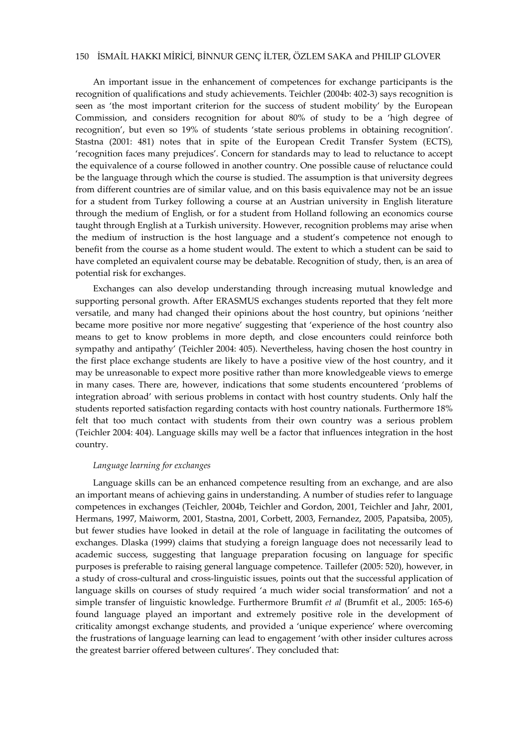An important issue in the enhancement of competences for exchange participants is the recognition of qualifications and study achievements. Teichler (2004b: 402-3) says recognition is seen as 'the most important criterion for the success of student mobility' by the European Commission, and considers recognition for about 80% of study to be a 'high degree of recognition', but even so 19% of students 'state serious problems in obtaining recognition'. Stastna (2001: 481) notes that in spite of the European Credit Transfer System (ECTS), 'recognition faces many prejudices'. Concern for standards may to lead to reluctance to accept the equivalence of a course followed in another country. One possible cause of reluctance could be the language through which the course is studied. The assumption is that university degrees from different countries are of similar value, and on this basis equivalence may not be an issue for a student from Turkey following a course at an Austrian university in English literature through the medium of English, or for a student from Holland following an economics course taught through English at a Turkish university. However, recognition problems may arise when the medium of instruction is the host language and a student's competence not enough to benefit from the course as a home student would. The extent to which a student can be said to have completed an equivalent course may be debatable. Recognition of study, then, is an area of potential risk for exchanges.

Exchanges can also develop understanding through increasing mutual knowledge and supporting personal growth. After ERASMUS exchanges students reported that they felt more versatile, and many had changed their opinions about the host country, but opinions 'neither became more positive nor more negative' suggesting that 'experience of the host country also means to get to know problems in more depth, and close encounters could reinforce both sympathy and antipathy' (Teichler 2004: 405). Nevertheless, having chosen the host country in the first place exchange students are likely to have a positive view of the host country, and it may be unreasonable to expect more positive rather than more knowledgeable views to emerge in many cases. There are, however, indications that some students encountered 'problems of integration abroad' with serious problems in contact with host country students. Only half the students reported satisfaction regarding contacts with host country nationals. Furthermore 18% felt that too much contact with students from their own country was a serious problem (Teichler 2004: 404). Language skills may well be a factor that influences integration in the host country.

*Language learning for exchanges*

Language skills can be an enhanced competence resulting from an exchange, and are also an important means of achieving gains in understanding. A number of studies refer to language competences in exchanges (Teichler, 2004b, Teichler and Gordon, 2001, Teichler and Jahr, 2001, Hermans, 1997, Maiworm, 2001, Stastna, 2001, Corbett, 2003, Fernandez, 2005, Papatsiba, 2005), but fewer studies have looked in detail at the role of language in facilitating the outcomes of exchanges. Dlaska (1999) claims that studying a foreign language does not necessarily lead to academic success, suggesting that language preparation focusing on language for specific purposes is preferable to raising general language competence. Taillefer (2005: 520), however, in a study of cross-cultural and cross-linguistic issues, points out that the successful application of language skills on courses of study required 'a much wider social transformation' and not a simple transfer of linguistic knowledge. Furthermore Brumfit *et al* (Brumfit et al., 2005: 165-6) found language played an important and extremely positive role in the development of criticality amongst exchange students, and provided a 'unique experience' where overcoming the frustrations of language learning can lead to engagement 'with other insider cultures across the greatest barrier offered between cultures'. They concluded that: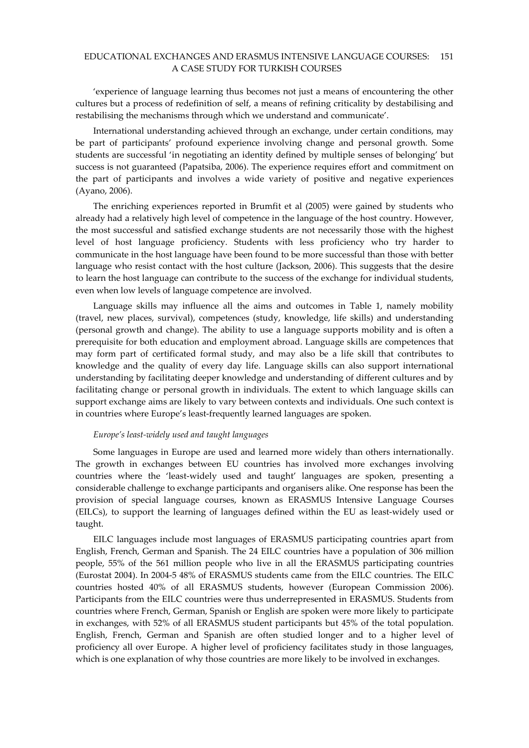'experience of language learning thus becomes not just a means of encountering the other cultures but a process of redefinition of self, a means of refining criticality by destabilising and restabilising the mechanisms through which we understand and communicate'.

International understanding achieved through an exchange, under certain conditions, may be part of participants' profound experience involving change and personal growth. Some students are successful 'in negotiating an identity defined by multiple senses of belonging' but success is not guaranteed (Papatsiba, 2006). The experience requires effort and commitment on the part of participants and involves a wide variety of positive and negative experiences (Ayano, 2006).

The enriching experiences reported in Brumfit et al (2005) were gained by students who already had a relatively high level of competence in the language of the host country. However, the most successful and satisfied exchange students are not necessarily those with the highest level of host language proficiency. Students with less proficiency who try harder to communicate in the host language have been found to be more successful than those with better language who resist contact with the host culture (Jackson, 2006). This suggests that the desire to learn the host language can contribute to the success of the exchange for individual students, even when low levels of language competence are involved.

Language skills may influence all the aims and outcomes in Table 1, namely mobility (travel, new places, survival), competences (study, knowledge, life skills) and understanding (personal growth and change). The ability to use a language supports mobility and is often a prerequisite for both education and employment abroad. Language skills are competences that may form part of certificated formal study, and may also be a life skill that contributes to knowledge and the quality of every day life. Language skills can also support international understanding by facilitating deeper knowledge and understanding of different cultures and by facilitating change or personal growth in individuals. The extent to which language skills can support exchange aims are likely to vary between contexts and individuals. One such context is in countries where Europe's least-frequently learned languages are spoken.

*Europe's least-widely used and taught languages*

Some languages in Europe are used and learned more widely than others internationally. The growth in exchanges between EU countries has involved more exchanges involving countries where the 'least-widely used and taught' languages are spoken, presenting a considerable challenge to exchange participants and organisers alike. One response has been the provision of special language courses, known as ERASMUS Intensive Language Courses (EILCs), to support the learning of languages defined within the EU as least-widely used or taught.

EILC languages include most languages of ERASMUS participating countries apart from English, French, German and Spanish. The 24 EILC countries have a population of 306 million people, 55% of the 561 million people who live in all the ERASMUS participating countries (Eurostat 2004). In 2004-5 48% of ERASMUS students came from the EILC countries. The EILC countries hosted 40% of all ERASMUS students, however (European Commission 2006). Participants from the EILC countries were thus underrepresented in ERASMUS. Students from countries where French, German, Spanish or English are spoken were more likely to participate in exchanges, with 52% of all ERASMUS student participants but 45% of the total population. English, French, German and Spanish are often studied longer and to a higher level of proficiency all over Europe. A higher level of proficiency facilitates study in those languages, which is one explanation of why those countries are more likely to be involved in exchanges.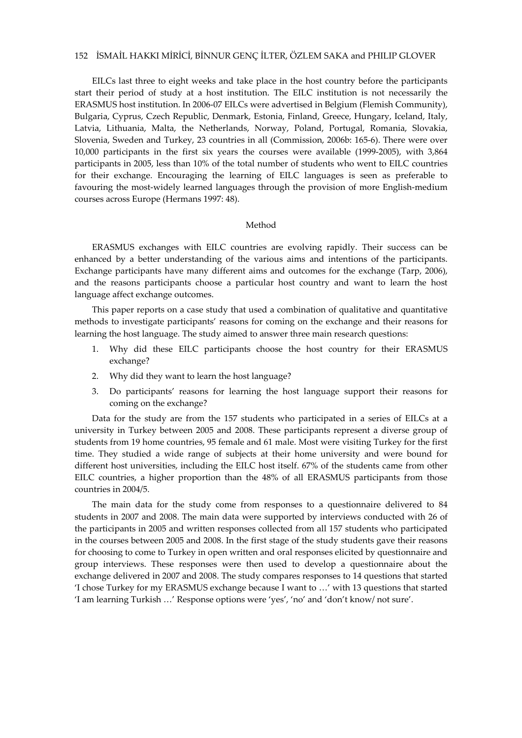EILCs last three to eight weeks and take place in the host country before the participants start their period of study at a host institution. The EILC institution is not necessarily the ERASMUS host institution. In 2006-07 EILCs were advertised in Belgium (Flemish Community), Bulgaria, Cyprus, Czech Republic, Denmark, Estonia, Finland, Greece, Hungary, Iceland, Italy, Latvia, Lithuania, Malta, the Netherlands, Norway, Poland, Portugal, Romania, Slovakia, Slovenia, Sweden and Turkey, 23 countries in all (Commission, 2006b: 165-6). There were over 10,000 participants in the first six years the courses were available (1999-2005), with 3,864 participants in 2005, less than 10% of the total number of students who went to EILC countries for their exchange. Encouraging the learning of EILC languages is seen as preferable to favouring the most-widely learned languages through the provision of more English-medium courses across Europe (Hermans 1997: 48).

## Method

ERASMUS exchanges with EILC countries are evolving rapidly. Their success can be enhanced by a better understanding of the various aims and intentions of the participants. Exchange participants have many different aims and outcomes for the exchange (Tarp, 2006), and the reasons participants choose a particular host country and want to learn the host language affect exchange outcomes.

This paper reports on a case study that used a combination of qualitative and quantitative methods to investigate participants' reasons for coming on the exchange and their reasons for learning the host language. The study aimed to answer three main research questions:

1. Why did these EILC participants choose the host country for their ERASMUS exchange?
2. Why did they want to learn the host language?
3. Do participants' reasons for learning the host language support their reasons for coming on the exchange?

Data for the study are from the 157 students who participated in a series of EILCs at a university in Turkey between 2005 and 2008. These participants represent a diverse group of students from 19 home countries, 95 female and 61 male. Most were visiting Turkey for the first time. They studied a wide range of subjects at their home university and were bound for different host universities, including the EILC host itself. 67% of the students came from other EILC countries, a higher proportion than the 48% of all ERASMUS participants from those countries in 2004/5.

The main data for the study come from responses to a questionnaire delivered to 84 students in 2007 and 2008. The main data were supported by interviews conducted with 26 of the participants in 2005 and written responses collected from all 157 students who participated in the courses between 2005 and 2008. In the first stage of the study students gave their reasons for choosing to come to Turkey in open written and oral responses elicited by questionnaire and group interviews. These responses were then used to develop a questionnaire about the exchange delivered in 2007 and 2008. The study compares responses to 14 questions that started 'I chose Turkey for my ERASMUS exchange because I want to …' with 13 questions that started 'I am learning Turkish …' Response options were 'yes', 'no' and 'don't know/ not sure'.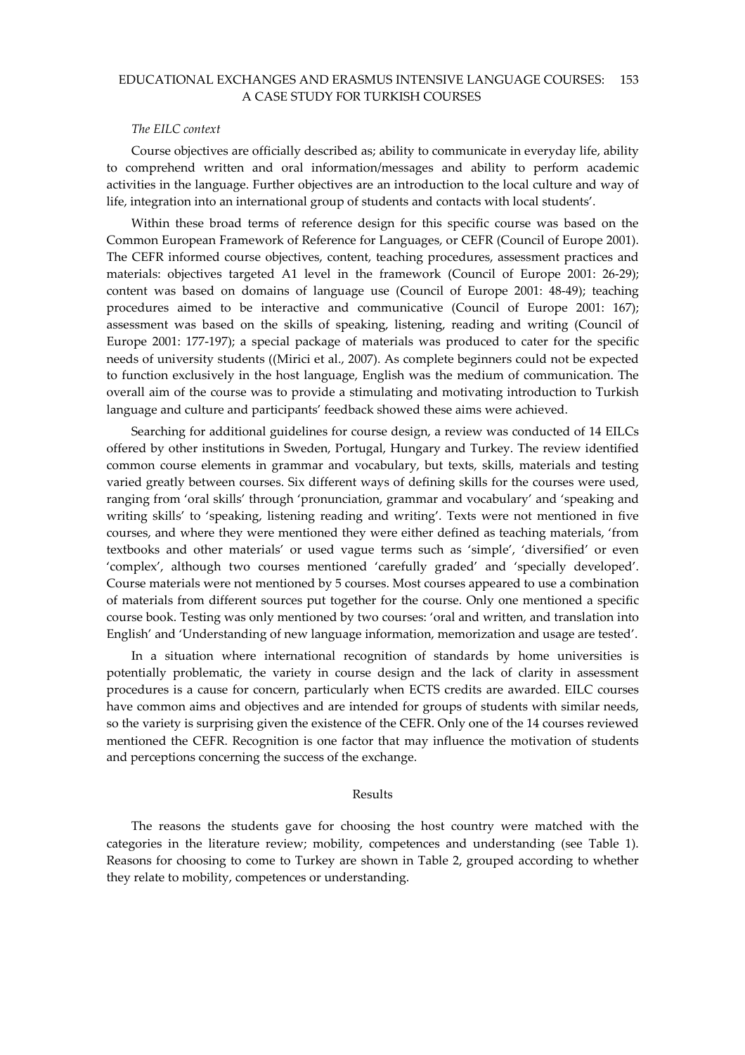*The EILC context*

Course objectives are officially described as; ability to communicate in everyday life, ability to comprehend written and oral information/messages and ability to perform academic activities in the language. Further objectives are an introduction to the local culture and way of life, integration into an international group of students and contacts with local students'.

Within these broad terms of reference design for this specific course was based on the Common European Framework of Reference for Languages, or CEFR (Council of Europe 2001). The CEFR informed course objectives, content, teaching procedures, assessment practices and materials: objectives targeted A1 level in the framework (Council of Europe 2001: 26-29); content was based on domains of language use (Council of Europe 2001: 48-49); teaching procedures aimed to be interactive and communicative (Council of Europe 2001: 167); assessment was based on the skills of speaking, listening, reading and writing (Council of Europe 2001: 177-197); a special package of materials was produced to cater for the specific needs of university students ((Mirici et al., 2007). As complete beginners could not be expected to function exclusively in the host language, English was the medium of communication. The overall aim of the course was to provide a stimulating and motivating introduction to Turkish language and culture and participants' feedback showed these aims were achieved.

Searching for additional guidelines for course design, a review was conducted of 14 EILCs offered by other institutions in Sweden, Portugal, Hungary and Turkey. The review identified common course elements in grammar and vocabulary, but texts, skills, materials and testing varied greatly between courses. Six different ways of defining skills for the courses were used, ranging from 'oral skills' through 'pronunciation, grammar and vocabulary' and 'speaking and writing skills' to 'speaking, listening reading and writing'. Texts were not mentioned in five courses, and where they were mentioned they were either defined as teaching materials, 'from textbooks and other materials' or used vague terms such as 'simple', 'diversified' or even 'complex', although two courses mentioned 'carefully graded' and 'specially developed'. Course materials were not mentioned by 5 courses. Most courses appeared to use a combination of materials from different sources put together for the course. Only one mentioned a specific course book. Testing was only mentioned by two courses: 'oral and written, and translation into English' and 'Understanding of new language information, memorization and usage are tested'.

In a situation where international recognition of standards by home universities is potentially problematic, the variety in course design and the lack of clarity in assessment procedures is a cause for concern, particularly when ECTS credits are awarded. EILC courses have common aims and objectives and are intended for groups of students with similar needs, so the variety is surprising given the existence of the CEFR. Only one of the 14 courses reviewed mentioned the CEFR. Recognition is one factor that may influence the motivation of students and perceptions concerning the success of the exchange.

## Results

The reasons the students gave for choosing the host country were matched with the categories in the literature review; mobility, competences and understanding (see Table 1). Reasons for choosing to come to Turkey are shown in Table 2, grouped according to whether they relate to mobility, competences or understanding.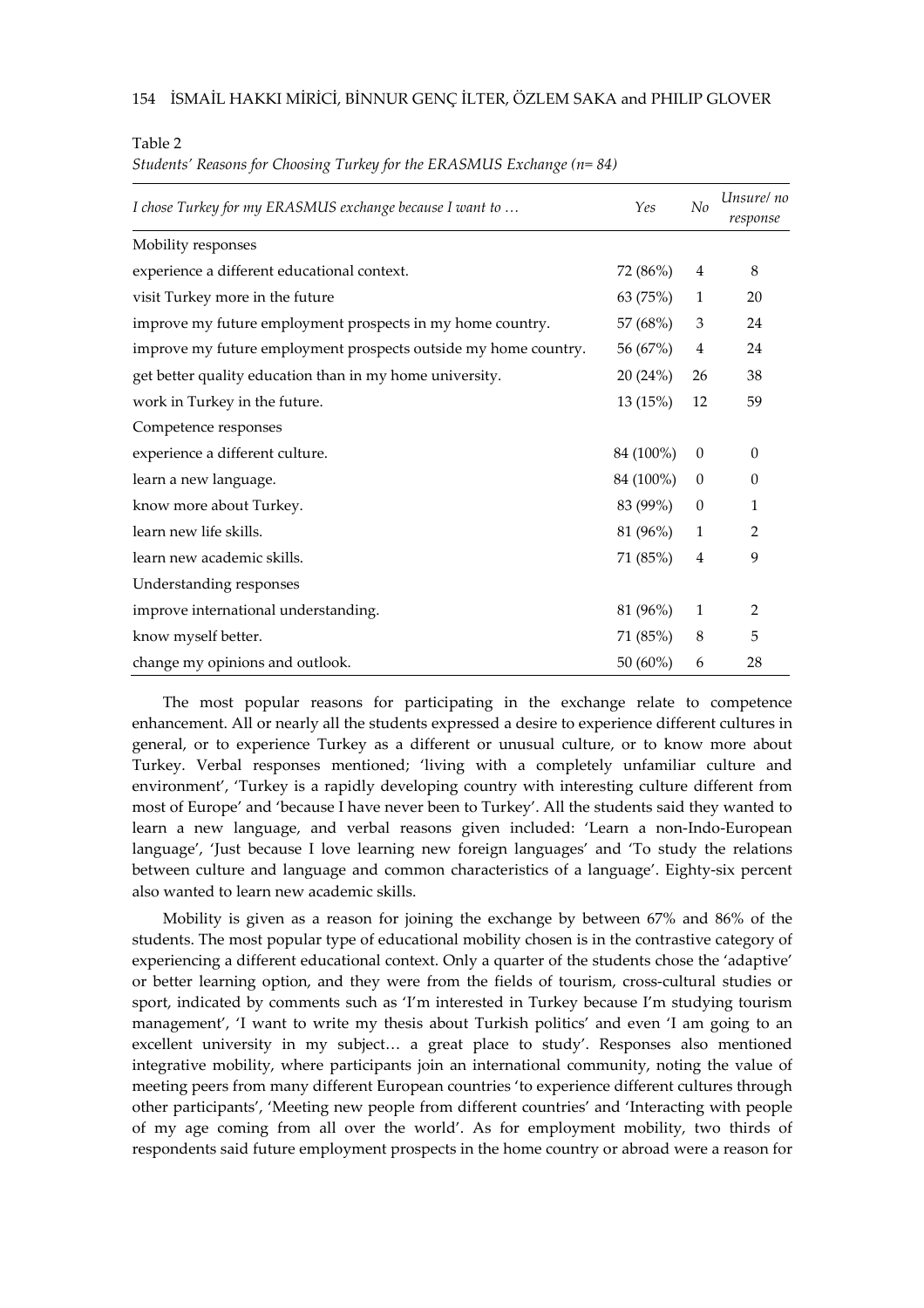Table 2

*Students' Reasons for Choosing Turkey for the ERASMUS Exchange (n= 84)*

| *I chose Turkey for my ERASMUS exchange because I want to …* | *Yes* | *No* | *Unsure/ no response* |
|---|---|---|---|
| Mobility responses | | | |
| experience a different educational context. | 72 (86%) | 4 | 8 |
| visit Turkey more in the future | 63 (75%) | 1 | 20 |
| improve my future employment prospects in my home country. | 57 (68%) | 3 | 24 |
| improve my future employment prospects outside my home country. | 56 (67%) | 4 | 24 |
| get better quality education than in my home university. | 20 (24%) | 26 | 38 |
| work in Turkey in the future. | 13 (15%) | 12 | 59 |
| Competence responses | | | |
| experience a different culture. | 84 (100%) | 0 | 0 |
| learn a new language. | 84 (100%) | 0 | 0 |
| know more about Turkey. | 83 (99%) | 0 | 1 |
| learn new life skills. | 81 (96%) | 1 | 2 |
| learn new academic skills. | 71 (85%) | 4 | 9 |
| Understanding responses | | | |
| improve international understanding. | 81 (96%) | 1 | 2 |
| know myself better. | 71 (85%) | 8 | 5 |
| change my opinions and outlook. | 50 (60%) | 6 | 28 |

The most popular reasons for participating in the exchange relate to competence enhancement. All or nearly all the students expressed a desire to experience different cultures in general, or to experience Turkey as a different or unusual culture, or to know more about Turkey. Verbal responses mentioned; 'living with a completely unfamiliar culture and environment', 'Turkey is a rapidly developing country with interesting culture different from most of Europe' and 'because I have never been to Turkey'. All the students said they wanted to learn a new language, and verbal reasons given included: 'Learn a non-Indo-European language', 'Just because I love learning new foreign languages' and 'To study the relations between culture and language and common characteristics of a language'. Eighty-six percent also wanted to learn new academic skills.

Mobility is given as a reason for joining the exchange by between 67% and 86% of the students. The most popular type of educational mobility chosen is in the contrastive category of experiencing a different educational context. Only a quarter of the students chose the 'adaptive' or better learning option, and they were from the fields of tourism, cross-cultural studies or sport, indicated by comments such as 'I'm interested in Turkey because I'm studying tourism management', 'I want to write my thesis about Turkish politics' and even 'I am going to an excellent university in my subject… a great place to study'. Responses also mentioned integrative mobility, where participants join an international community, noting the value of meeting peers from many different European countries 'to experience different cultures through other participants', 'Meeting new people from different countries' and 'Interacting with people of my age coming from all over the world'. As for employment mobility, two thirds of respondents said future employment prospects in the home country or abroad were a reason for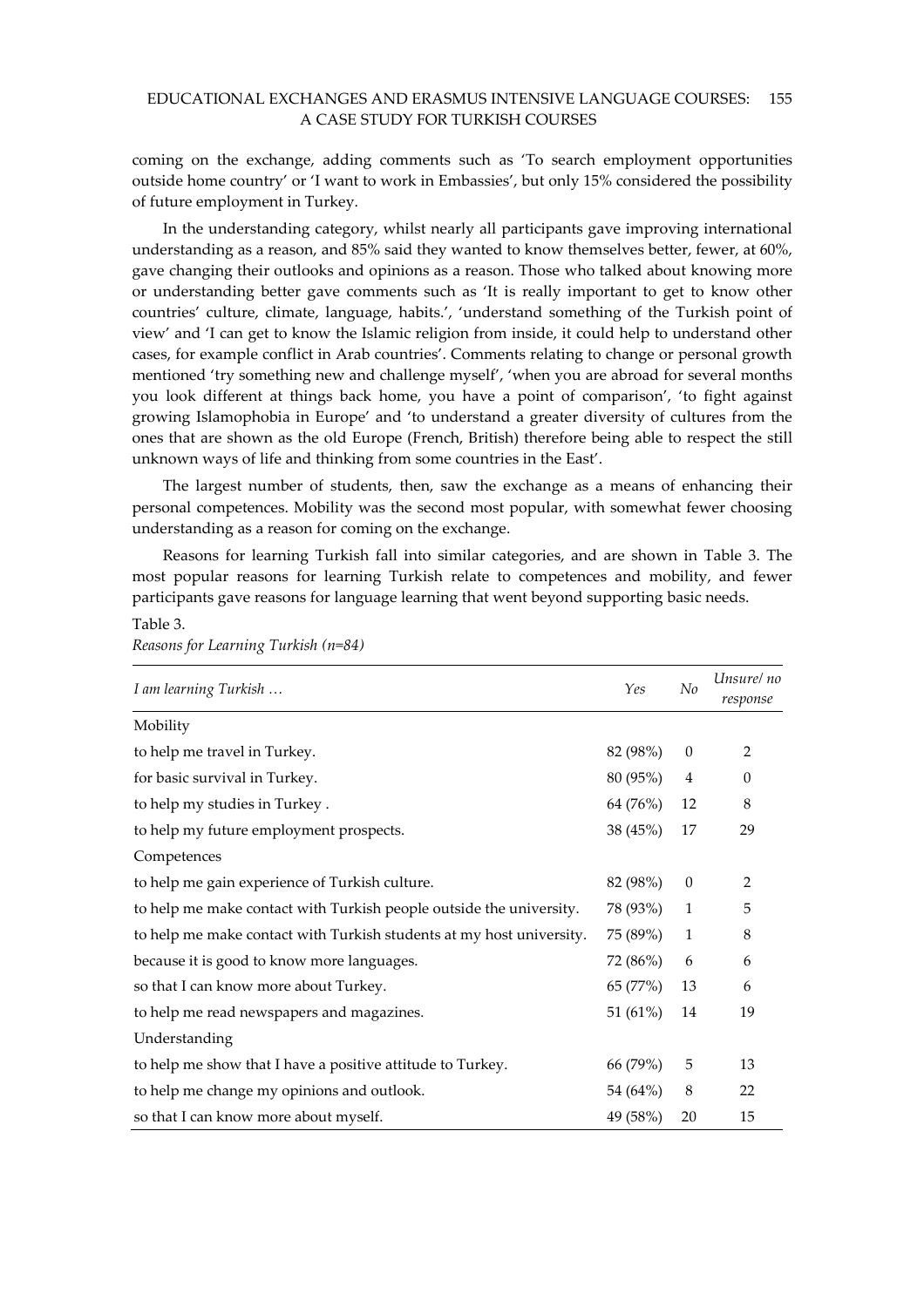coming on the exchange, adding comments such as 'To search employment opportunities outside home country' or 'I want to work in Embassies', but only 15% considered the possibility of future employment in Turkey.

In the understanding category, whilst nearly all participants gave improving international understanding as a reason, and 85% said they wanted to know themselves better, fewer, at 60%, gave changing their outlooks and opinions as a reason. Those who talked about knowing more or understanding better gave comments such as 'It is really important to get to know other countries' culture, climate, language, habits.', 'understand something of the Turkish point of view' and 'I can get to know the Islamic religion from inside, it could help to understand other cases, for example conflict in Arab countries'. Comments relating to change or personal growth mentioned 'try something new and challenge myself', 'when you are abroad for several months you look different at things back home, you have a point of comparison', 'to fight against growing Islamophobia in Europe' and 'to understand a greater diversity of cultures from the ones that are shown as the old Europe (French, British) therefore being able to respect the still unknown ways of life and thinking from some countries in the East'.

The largest number of students, then, saw the exchange as a means of enhancing their personal competences. Mobility was the second most popular, with somewhat fewer choosing understanding as a reason for coming on the exchange.

Reasons for learning Turkish fall into similar categories, and are shown in Table 3. The most popular reasons for learning Turkish relate to competences and mobility, and fewer participants gave reasons for language learning that went beyond supporting basic needs.

Table 3.

*Reasons for Learning Turkish (n=84)*

| *I am learning Turkish …* | *Yes* | *No* | *Unsure/ no response* |
|---|---|---|---|
| Mobility | | | |
| to help me travel in Turkey. | 82 (98%) | 0 | 2 |
| for basic survival in Turkey. | 80 (95%) | 4 | 0 |
| to help my studies in Turkey . | 64 (76%) | 12 | 8 |
| to help my future employment prospects. | 38 (45%) | 17 | 29 |
| Competences | | | |
| to help me gain experience of Turkish culture. | 82 (98%) | 0 | 2 |
| to help me make contact with Turkish people outside the university. | 78 (93%) | 1 | 5 |
| to help me make contact with Turkish students at my host university. | 75 (89%) | 1 | 8 |
| because it is good to know more languages. | 72 (86%) | 6 | 6 |
| so that I can know more about Turkey. | 65 (77%) | 13 | 6 |
| to help me read newspapers and magazines. | 51 (61%) | 14 | 19 |
| Understanding | | | |
| to help me show that I have a positive attitude to Turkey. | 66 (79%) | 5 | 13 |
| to help me change my opinions and outlook. | 54 (64%) | 8 | 22 |
| so that I can know more about myself. | 49 (58%) | 20 | 15 |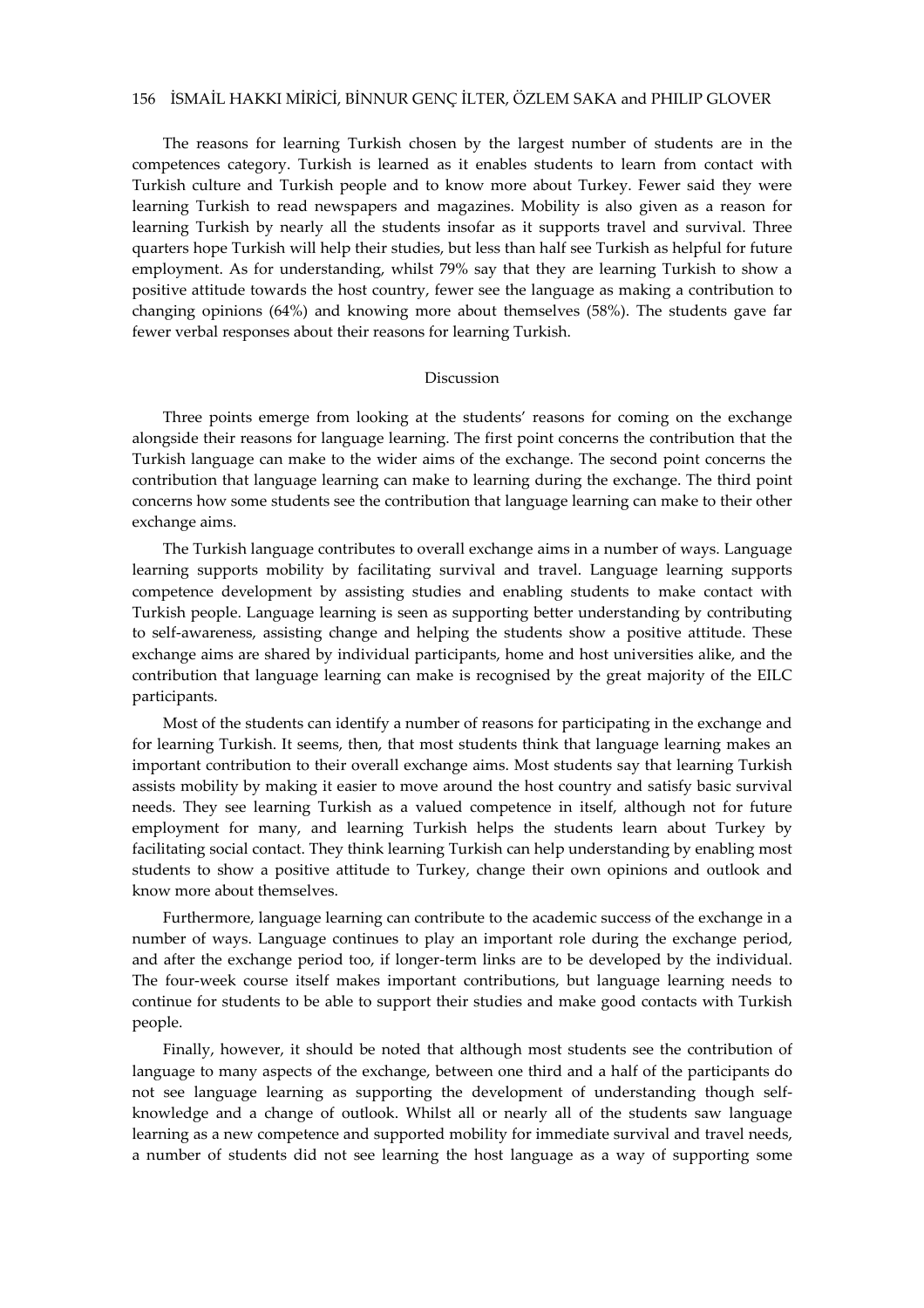The reasons for learning Turkish chosen by the largest number of students are in the competences category. Turkish is learned as it enables students to learn from contact with Turkish culture and Turkish people and to know more about Turkey. Fewer said they were learning Turkish to read newspapers and magazines. Mobility is also given as a reason for learning Turkish by nearly all the students insofar as it supports travel and survival. Three quarters hope Turkish will help their studies, but less than half see Turkish as helpful for future employment. As for understanding, whilst 79% say that they are learning Turkish to show a positive attitude towards the host country, fewer see the language as making a contribution to changing opinions (64%) and knowing more about themselves (58%). The students gave far fewer verbal responses about their reasons for learning Turkish.

## Discussion

Three points emerge from looking at the students' reasons for coming on the exchange alongside their reasons for language learning. The first point concerns the contribution that the Turkish language can make to the wider aims of the exchange. The second point concerns the contribution that language learning can make to learning during the exchange. The third point concerns how some students see the contribution that language learning can make to their other exchange aims.

The Turkish language contributes to overall exchange aims in a number of ways. Language learning supports mobility by facilitating survival and travel. Language learning supports competence development by assisting studies and enabling students to make contact with Turkish people. Language learning is seen as supporting better understanding by contributing to self-awareness, assisting change and helping the students show a positive attitude. These exchange aims are shared by individual participants, home and host universities alike, and the contribution that language learning can make is recognised by the great majority of the EILC participants.

Most of the students can identify a number of reasons for participating in the exchange and for learning Turkish. It seems, then, that most students think that language learning makes an important contribution to their overall exchange aims. Most students say that learning Turkish assists mobility by making it easier to move around the host country and satisfy basic survival needs. They see learning Turkish as a valued competence in itself, although not for future employment for many, and learning Turkish helps the students learn about Turkey by facilitating social contact. They think learning Turkish can help understanding by enabling most students to show a positive attitude to Turkey, change their own opinions and outlook and know more about themselves.

Furthermore, language learning can contribute to the academic success of the exchange in a number of ways. Language continues to play an important role during the exchange period, and after the exchange period too, if longer-term links are to be developed by the individual. The four-week course itself makes important contributions, but language learning needs to continue for students to be able to support their studies and make good contacts with Turkish people.

Finally, however, it should be noted that although most students see the contribution of language to many aspects of the exchange, between one third and a half of the participants do not see language learning as supporting the development of understanding though self-knowledge and a change of outlook. Whilst all or nearly all of the students saw language learning as a new competence and supported mobility for immediate survival and travel needs, a number of students did not see learning the host language as a way of supporting some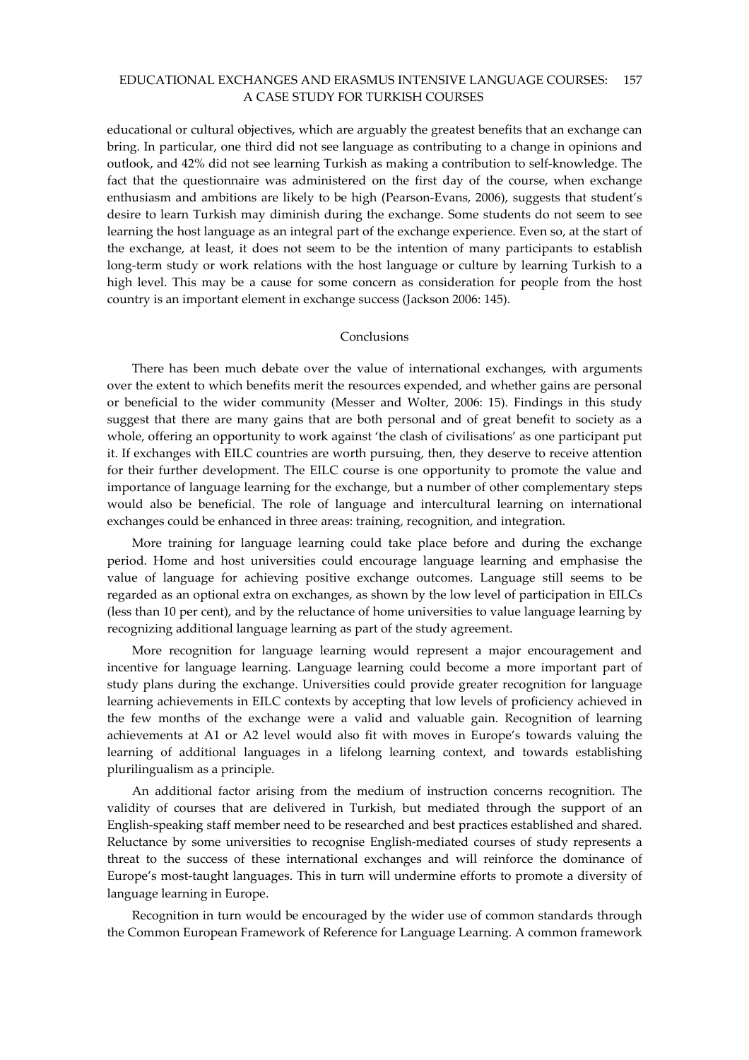educational or cultural objectives, which are arguably the greatest benefits that an exchange can bring. In particular, one third did not see language as contributing to a change in opinions and outlook, and 42% did not see learning Turkish as making a contribution to self-knowledge. The fact that the questionnaire was administered on the first day of the course, when exchange enthusiasm and ambitions are likely to be high (Pearson-Evans, 2006), suggests that student's desire to learn Turkish may diminish during the exchange. Some students do not seem to see learning the host language as an integral part of the exchange experience. Even so, at the start of the exchange, at least, it does not seem to be the intention of many participants to establish long-term study or work relations with the host language or culture by learning Turkish to a high level. This may be a cause for some concern as consideration for people from the host country is an important element in exchange success (Jackson 2006: 145).

## Conclusions

There has been much debate over the value of international exchanges, with arguments over the extent to which benefits merit the resources expended, and whether gains are personal or beneficial to the wider community (Messer and Wolter, 2006: 15). Findings in this study suggest that there are many gains that are both personal and of great benefit to society as a whole, offering an opportunity to work against 'the clash of civilisations' as one participant put it. If exchanges with EILC countries are worth pursuing, then, they deserve to receive attention for their further development. The EILC course is one opportunity to promote the value and importance of language learning for the exchange, but a number of other complementary steps would also be beneficial. The role of language and intercultural learning on international exchanges could be enhanced in three areas: training, recognition, and integration.

More training for language learning could take place before and during the exchange period. Home and host universities could encourage language learning and emphasise the value of language for achieving positive exchange outcomes. Language still seems to be regarded as an optional extra on exchanges, as shown by the low level of participation in EILCs (less than 10 per cent), and by the reluctance of home universities to value language learning by recognizing additional language learning as part of the study agreement.

More recognition for language learning would represent a major encouragement and incentive for language learning. Language learning could become a more important part of study plans during the exchange. Universities could provide greater recognition for language learning achievements in EILC contexts by accepting that low levels of proficiency achieved in the few months of the exchange were a valid and valuable gain. Recognition of learning achievements at A1 or A2 level would also fit with moves in Europe's towards valuing the learning of additional languages in a lifelong learning context, and towards establishing plurilingualism as a principle.

An additional factor arising from the medium of instruction concerns recognition. The validity of courses that are delivered in Turkish, but mediated through the support of an English-speaking staff member need to be researched and best practices established and shared. Reluctance by some universities to recognise English-mediated courses of study represents a threat to the success of these international exchanges and will reinforce the dominance of Europe's most-taught languages. This in turn will undermine efforts to promote a diversity of language learning in Europe.

Recognition in turn would be encouraged by the wider use of common standards through the Common European Framework of Reference for Language Learning. A common framework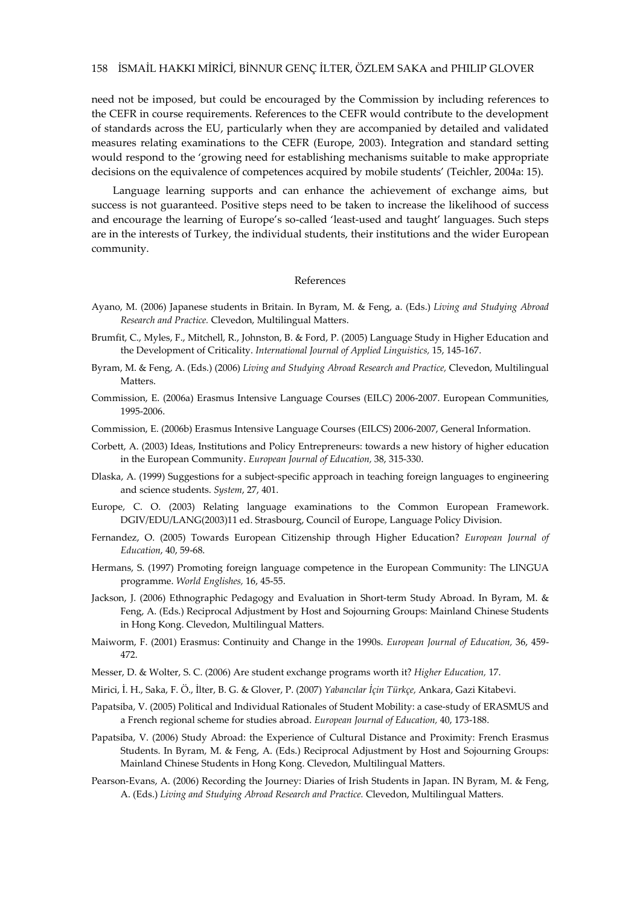need not be imposed, but could be encouraged by the Commission by including references to the CEFR in course requirements. References to the CEFR would contribute to the development of standards across the EU, particularly when they are accompanied by detailed and validated measures relating examinations to the CEFR (Europe, 2003). Integration and standard setting would respond to the 'growing need for establishing mechanisms suitable to make appropriate decisions on the equivalence of competences acquired by mobile students' (Teichler, 2004a: 15).

Language learning supports and can enhance the achievement of exchange aims, but success is not guaranteed. Positive steps need to be taken to increase the likelihood of success and encourage the learning of Europe's so-called 'least-used and taught' languages. Such steps are in the interests of Turkey, the individual students, their institutions and the wider European community.

## References

Ayano, M. (2006) Japanese students in Britain. In Byram, M. & Feng, a. (Eds.) *Living and Studying Abroad Research and Practice.* Clevedon, Multilingual Matters.

Brumfit, C., Myles, F., Mitchell, R., Johnston, B. & Ford, P. (2005) Language Study in Higher Education and the Development of Criticality. *International Journal of Applied Linguistics,* 15, 145-167.

Byram, M. & Feng, A. (Eds.) (2006) *Living and Studying Abroad Research and Practice,* Clevedon, Multilingual Matters.

Commission, E. (2006a) Erasmus Intensive Language Courses (EILC) 2006-2007. European Communities, 1995-2006.

Commission, E. (2006b) Erasmus Intensive Language Courses (EILCS) 2006-2007, General Information.

Corbett, A. (2003) Ideas, Institutions and Policy Entrepreneurs: towards a new history of higher education in the European Community. *European Journal of Education,* 38, 315-330.

Dlaska, A. (1999) Suggestions for a subject-specific approach in teaching foreign languages to engineering and science students. *System*, 27, 401.

Europe, C. O. (2003) Relating language examinations to the Common European Framework. DGIV/EDU/LANG(2003)11 ed. Strasbourg, Council of Europe, Language Policy Division.

Fernandez, O. (2005) Towards European Citizenship through Higher Education? *European Journal of Education*, 40, 59-68.

Hermans, S. (1997) Promoting foreign language competence in the European Community: The LINGUA programme. *World Englishes,* 16, 45-55.

Jackson, J. (2006) Ethnographic Pedagogy and Evaluation in Short-term Study Abroad. In Byram, M. & Feng, A. (Eds.) Reciprocal Adjustment by Host and Sojourning Groups: Mainland Chinese Students in Hong Kong. Clevedon, Multilingual Matters.

Maiworm, F. (2001) Erasmus: Continuity and Change in the 1990s. *European Journal of Education,* 36, 459-472.

Messer, D. & Wolter, S. C. (2006) Are student exchange programs worth it? *Higher Education,* 17.

Mirici, İ. H., Saka, F. Ö., İlter, B. G. & Glover, P. (2007) *Yabancılar İçin Türkçe,* Ankara, Gazi Kitabevi.

Papatsiba, V. (2005) Political and Individual Rationales of Student Mobility: a case-study of ERASMUS and a French regional scheme for studies abroad. *European Journal of Education,* 40, 173-188.

Papatsiba, V. (2006) Study Abroad: the Experience of Cultural Distance and Proximity: French Erasmus Students. In Byram, M. & Feng, A. (Eds.) Reciprocal Adjustment by Host and Sojourning Groups: Mainland Chinese Students in Hong Kong. Clevedon, Multilingual Matters.

Pearson-Evans, A. (2006) Recording the Journey: Diaries of Irish Students in Japan. IN Byram, M. & Feng, A. (Eds.) *Living and Studying Abroad Research and Practice.* Clevedon, Multilingual Matters.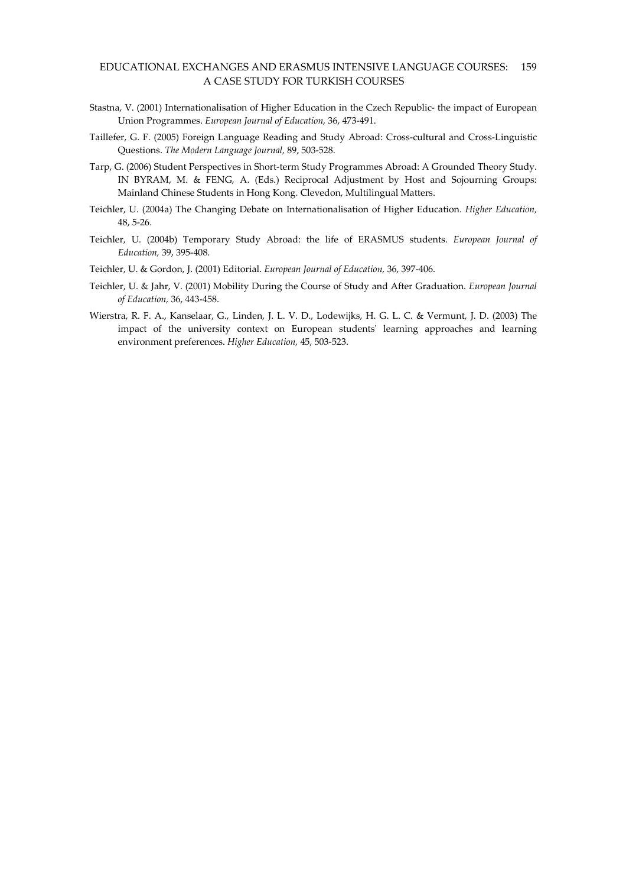Stastna, V. (2001) Internationalisation of Higher Education in the Czech Republic- the impact of European Union Programmes. *European Journal of Education,* 36, 473-491.

Taillefer, G. F. (2005) Foreign Language Reading and Study Abroad: Cross-cultural and Cross-Linguistic Questions. *The Modern Language Journal,* 89, 503-528.

Tarp, G. (2006) Student Perspectives in Short-term Study Programmes Abroad: A Grounded Theory Study. IN BYRAM, M. & FENG, A. (Eds.) Reciprocal Adjustment by Host and Sojourning Groups: Mainland Chinese Students in Hong Kong. Clevedon, Multilingual Matters.

Teichler, U. (2004a) The Changing Debate on Internationalisation of Higher Education. *Higher Education,* 48, 5-26.

Teichler, U. (2004b) Temporary Study Abroad: the life of ERASMUS students. *European Journal of Education,* 39, 395-408.

Teichler, U. & Gordon, J. (2001) Editorial. *European Journal of Education,* 36, 397-406.

Teichler, U. & Jahr, V. (2001) Mobility During the Course of Study and After Graduation. *European Journal of Education,* 36, 443-458.

Wierstra, R. F. A., Kanselaar, G., Linden, J. L. V. D., Lodewijks, H. G. L. C. & Vermunt, J. D. (2003) The impact of the university context on European students' learning approaches and learning environment preferences. *Higher Education,* 45, 503-523.